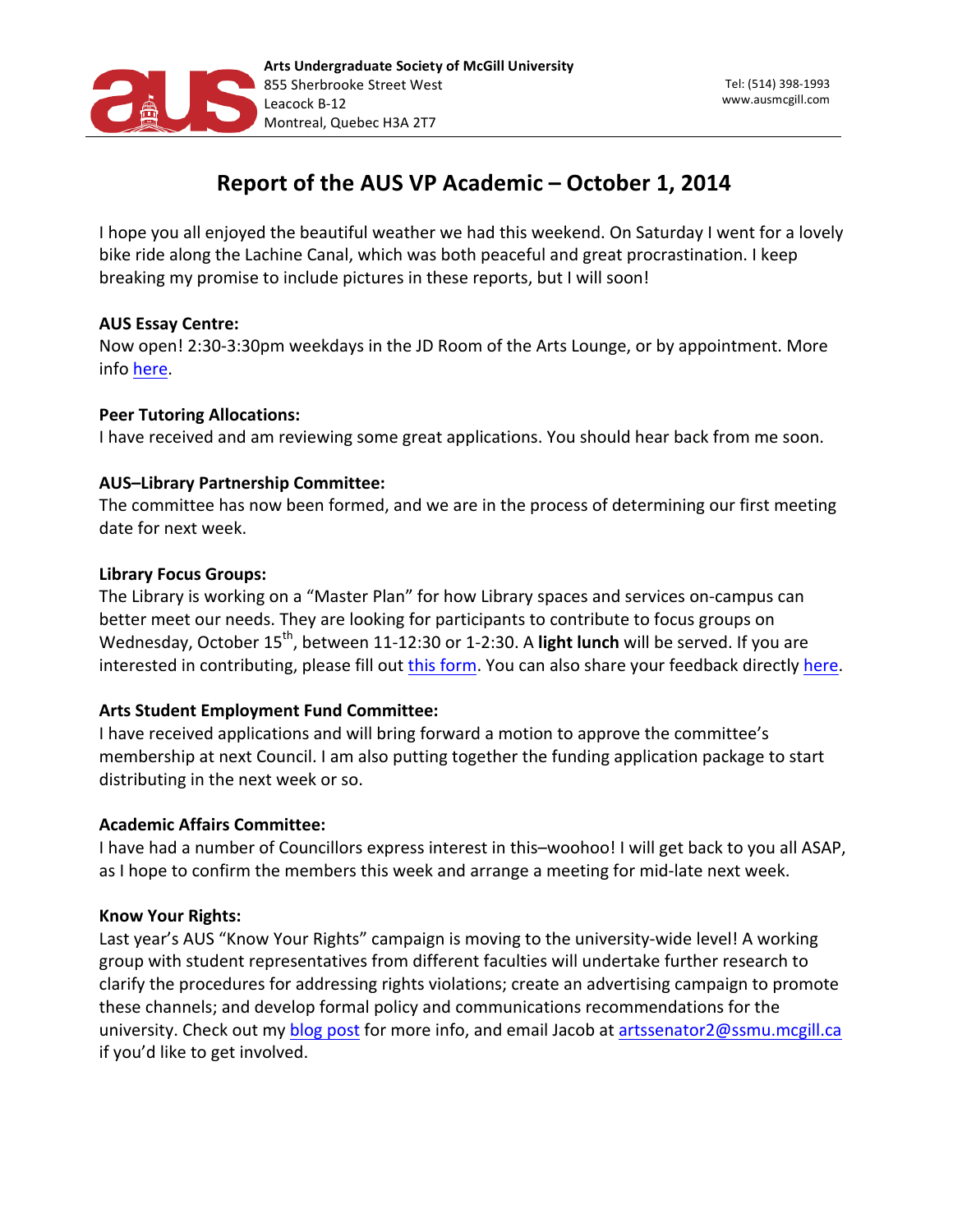Arts Undergraduate Society of McGill University
855 Sherbrooke Street West
Leacock B-12
Montreal, Quebec H3A 2T7

Tel: (514) 398-1993
www.ausmcgill.com

# Report of the AUS VP Academic – October 1, 2014

I hope you all enjoyed the beautiful weather we had this weekend. On Saturday I went for a lovely bike ride along the Lachine Canal, which was both peaceful and great procrastination. I keep breaking my promise to include pictures in these reports, but I will soon!

**AUS Essay Centre:**
Now open! 2:30-3:30pm weekdays in the JD Room of the Arts Lounge, or by appointment. More info here.

**Peer Tutoring Allocations:**
I have received and am reviewing some great applications. You should hear back from me soon.

**AUS–Library Partnership Committee:**
The committee has now been formed, and we are in the process of determining our first meeting date for next week.

**Library Focus Groups:**
The Library is working on a "Master Plan" for how Library spaces and services on-campus can better meet our needs. They are looking for participants to contribute to focus groups on Wednesday, October 15th, between 11-12:30 or 1-2:30. A **light lunch** will be served. If you are interested in contributing, please fill out this form. You can also share your feedback directly here.

**Arts Student Employment Fund Committee:**
I have received applications and will bring forward a motion to approve the committee's membership at next Council. I am also putting together the funding application package to start distributing in the next week or so.

**Academic Affairs Committee:**
I have had a number of Councillors express interest in this–woohoo! I will get back to you all ASAP, as I hope to confirm the members this week and arrange a meeting for mid-late next week.

**Know Your Rights:**
Last year's AUS "Know Your Rights" campaign is moving to the university-wide level! A working group with student representatives from different faculties will undertake further research to clarify the procedures for addressing rights violations; create an advertising campaign to promote these channels; and develop formal policy and communications recommendations for the university. Check out my blog post for more info, and email Jacob at artssenator2@ssmu.mcgill.ca if you'd like to get involved.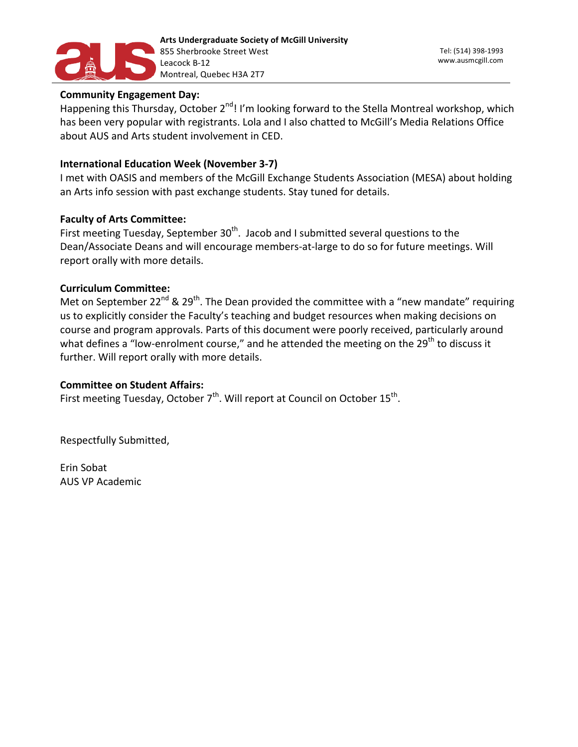**Arts Undergraduate Society of McGill University**
855 Sherbrooke Street West
Leacock B-12
Montreal, Quebec H3A 2T7

Tel: (514) 398-1993
www.ausmcgill.com

**Community Engagement Day:**
Happening this Thursday, October 2nd! I'm looking forward to the Stella Montreal workshop, which has been very popular with registrants. Lola and I also chatted to McGill's Media Relations Office about AUS and Arts student involvement in CED.

**International Education Week (November 3-7)**
I met with OASIS and members of the McGill Exchange Students Association (MESA) about holding an Arts info session with past exchange students. Stay tuned for details.

**Faculty of Arts Committee:**
First meeting Tuesday, September 30th. Jacob and I submitted several questions to the Dean/Associate Deans and will encourage members-at-large to do so for future meetings. Will report orally with more details.

**Curriculum Committee:**
Met on September 22nd & 29th. The Dean provided the committee with a "new mandate" requiring us to explicitly consider the Faculty's teaching and budget resources when making decisions on course and program approvals. Parts of this document were poorly received, particularly around what defines a "low-enrolment course," and he attended the meeting on the 29th to discuss it further. Will report orally with more details.

**Committee on Student Affairs:**
First meeting Tuesday, October 7th. Will report at Council on October 15th.

Respectfully Submitted,

Erin Sobat
AUS VP Academic